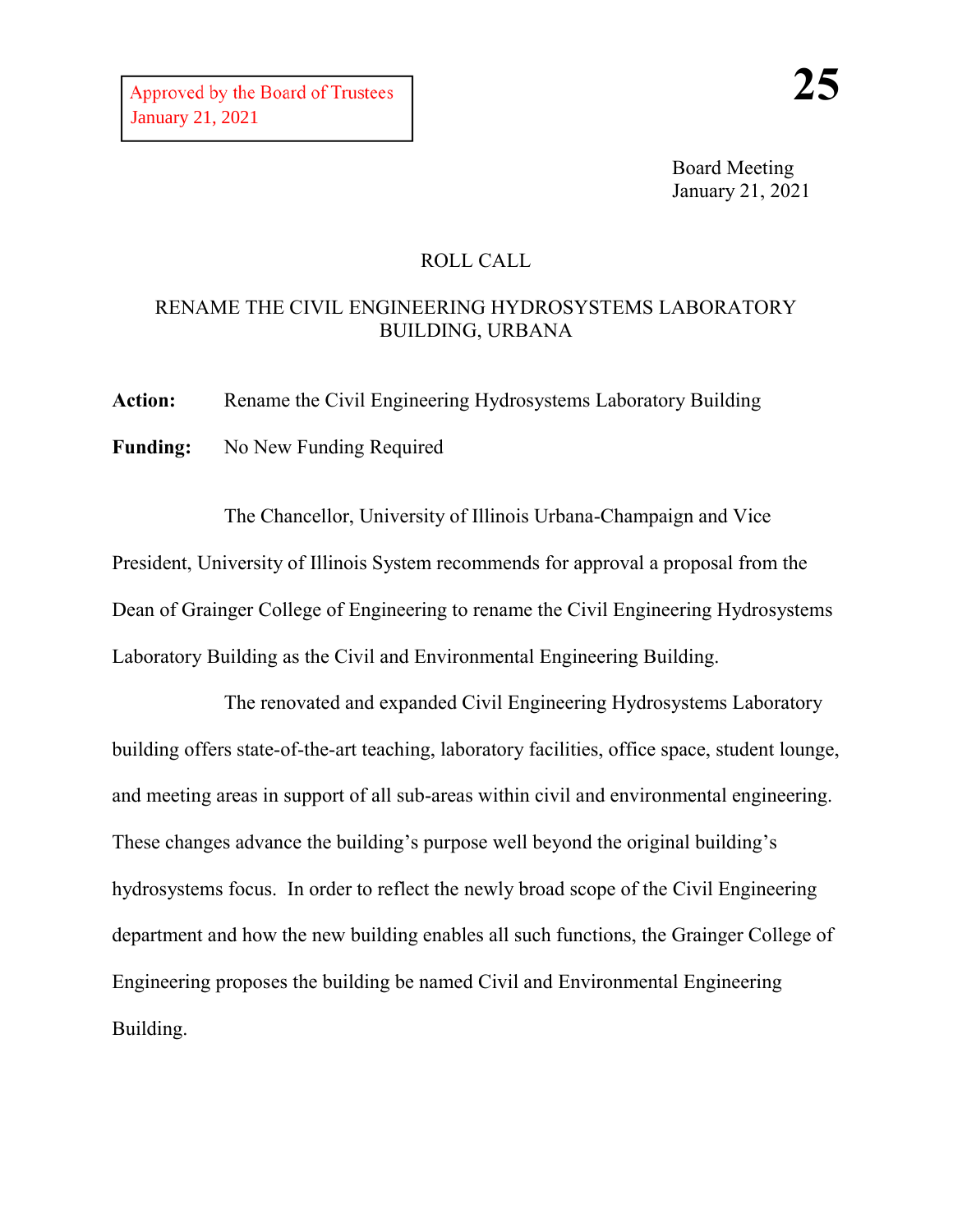Approved by the Board of Trustees
January 21, 2021

**25**

Board Meeting
January 21, 2021

ROLL CALL

RENAME THE CIVIL ENGINEERING HYDROSYSTEMS LABORATORY BUILDING, URBANA

**Action:** Rename the Civil Engineering Hydrosystems Laboratory Building

**Funding:** No New Funding Required

The Chancellor, University of Illinois Urbana-Champaign and Vice President, University of Illinois System recommends for approval a proposal from the Dean of Grainger College of Engineering to rename the Civil Engineering Hydrosystems Laboratory Building as the Civil and Environmental Engineering Building.

The renovated and expanded Civil Engineering Hydrosystems Laboratory building offers state-of-the-art teaching, laboratory facilities, office space, student lounge, and meeting areas in support of all sub-areas within civil and environmental engineering. These changes advance the building's purpose well beyond the original building's hydrosystems focus. In order to reflect the newly broad scope of the Civil Engineering department and how the new building enables all such functions, the Grainger College of Engineering proposes the building be named Civil and Environmental Engineering Building.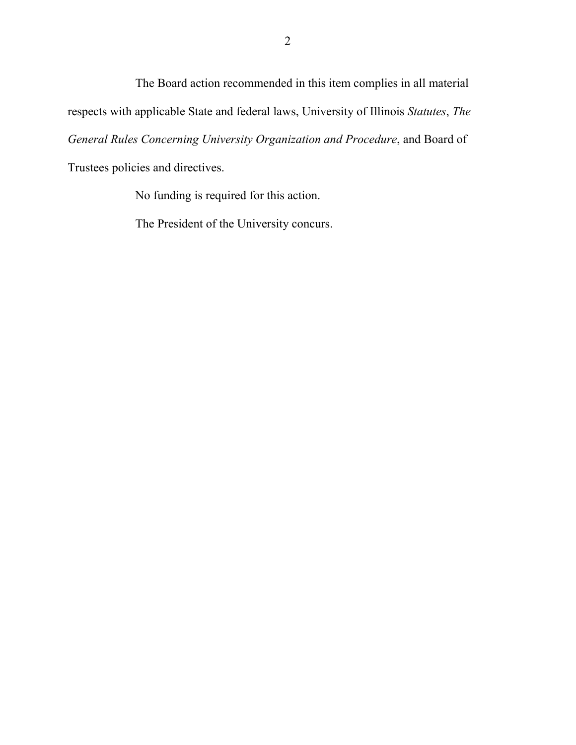The Board action recommended in this item complies in all material respects with applicable State and federal laws, University of Illinois *Statutes*, *The General Rules Concerning University Organization and Procedure*, and Board of Trustees policies and directives.

No funding is required for this action.

The President of the University concurs.